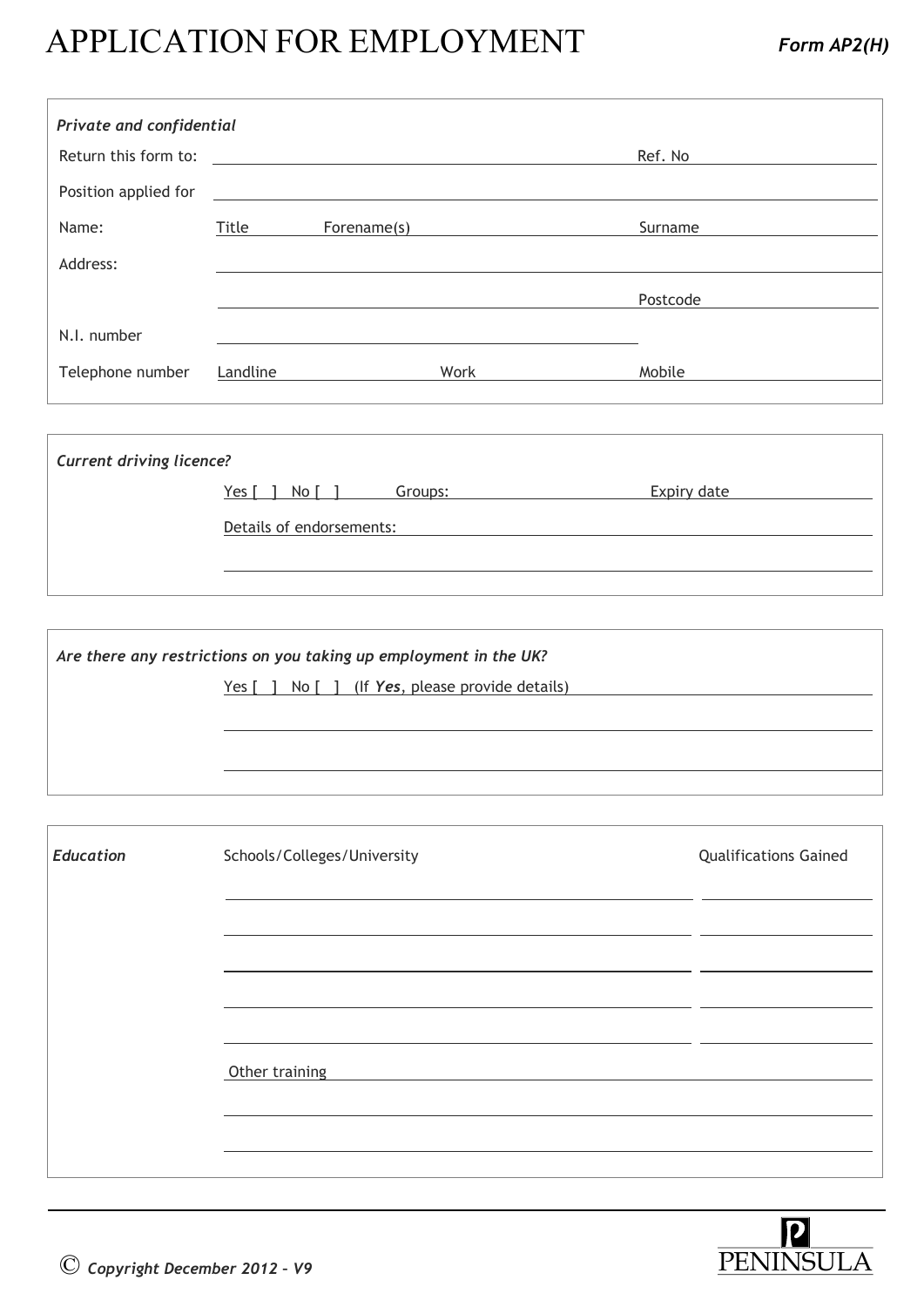# APPLICATION FOR EMPLOYMENT

***Form AP2(H)***

*Private and confidential*

Return this form to: ______________________________ Ref. No ______________

Position applied for ______________________________

Name: Title ______ Forename(s) ______________________ Surname ______________

Address: ______________________________

______________________________ Postcode ______________

N.I. number ______________________________

Telephone number Landline ______________ Work ______________ Mobile ______________

*Current driving licence?*

Yes [ ] No [ ] Groups: ______________ Expiry date ______________

Details of endorsements: ______________________________

______________________________

*Are there any restrictions on you taking up employment in the UK?*

Yes [ ] No [ ] (If ***Yes***, please provide details) ______________________________

______________________________

______________________________

| *Education* | Schools/Colleges/University | Qualifications Gained |
|---|---|---|
| | | |
| | | |
| | | |
| | | |
| | | |

Other training ______________________________

______________________________

______________________________

© *Copyright December 2012 – V9*

PENINSULA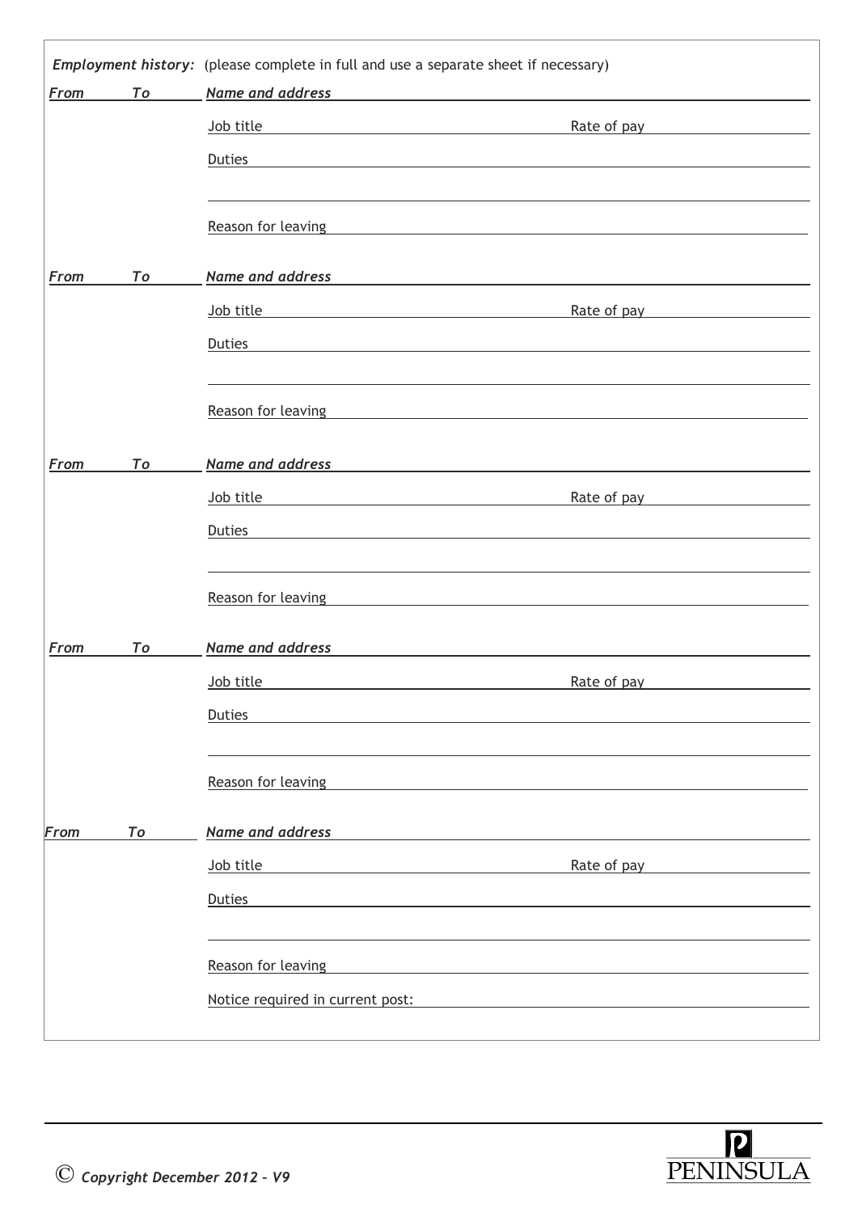***Employment history:*** (please complete in full and use a separate sheet if necessary)

*From* *To* ***Name and address***

Job title Rate of pay

Duties

Reason for leaving

*From* *To* ***Name and address***

Job title Rate of pay

Duties

Reason for leaving

*From* *To* ***Name and address***

Job title Rate of pay

Duties

Reason for leaving

*From* *To* ***Name and address***

Job title Rate of pay

Duties

Reason for leaving

*From* *To* ***Name and address***

Job title Rate of pay

Duties

Reason for leaving

Notice required in current post:

© *Copyright December 2012 – V9*

PENINSULA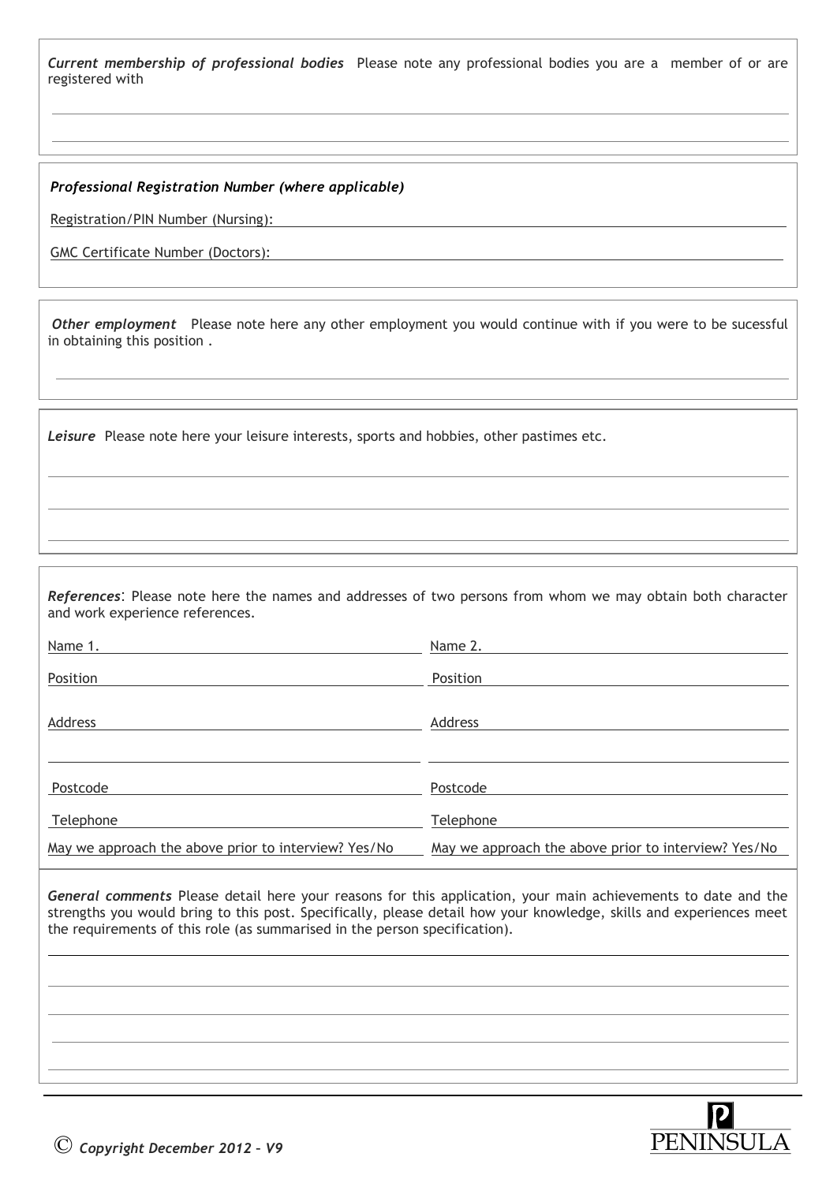***Current membership of professional bodies*** Please note any professional bodies you are a member of or are registered with

***Professional Registration Number (where applicable)***

Registration/PIN Number (Nursing):

GMC Certificate Number (Doctors):

***Other employment*** Please note here any other employment you would continue with if you were to be sucessful in obtaining this position .

***Leisure*** Please note here your leisure interests, sports and hobbies, other pastimes etc.

***References***: Please note here the names and addresses of two persons from whom we may obtain both character and work experience references.

| | |
|---|---|
| Name 1. | Name 2. |
| Position | Position |
| Address | Address |
| | |
| Postcode | Postcode |
| Telephone | Telephone |
| May we approach the above prior to interview? Yes/No | May we approach the above prior to interview? Yes/No |

***General comments*** Please detail here your reasons for this application, your main achievements to date and the strengths you would bring to this post. Specifically, please detail how your knowledge, skills and experiences meet the requirements of this role (as summarised in the person specification).

© *Copyright December 2012 – V9*

PENINSULA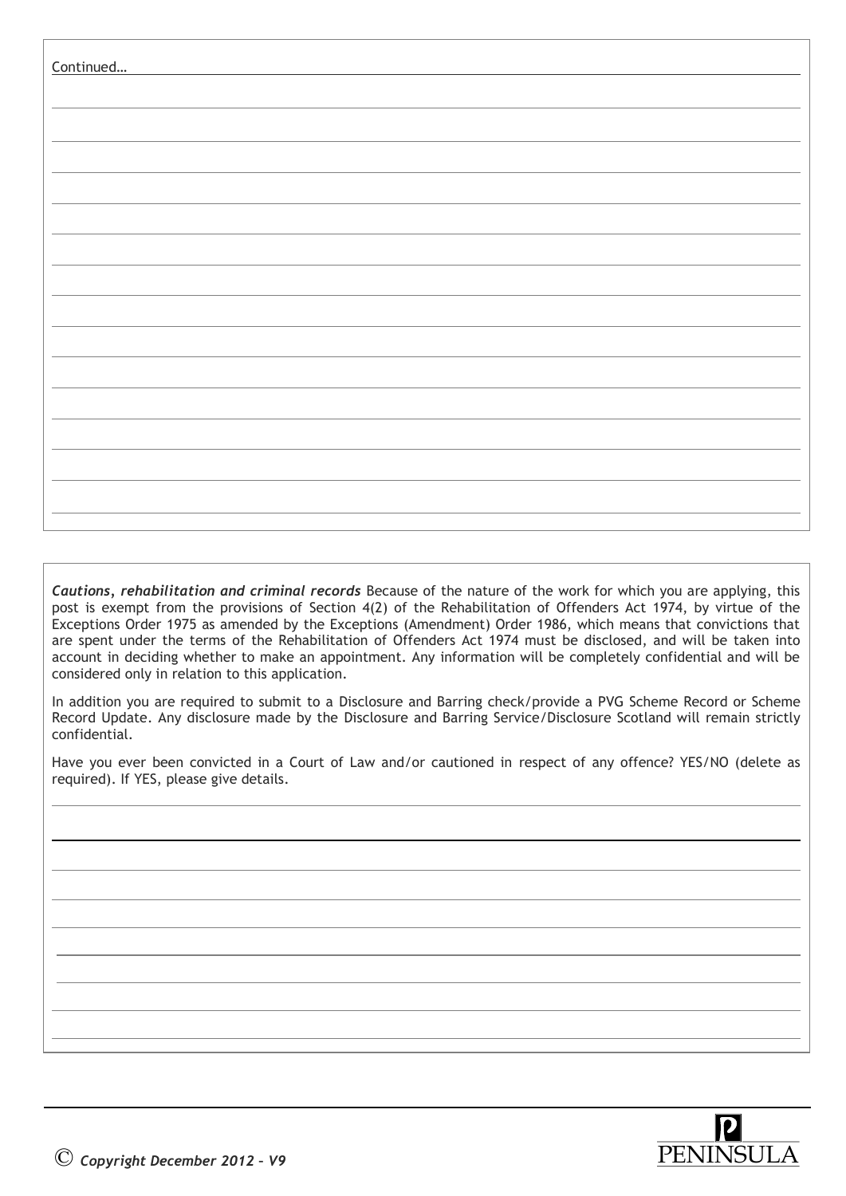Continued…

***Cautions, rehabilitation and criminal records*** Because of the nature of the work for which you are applying, this post is exempt from the provisions of Section 4(2) of the Rehabilitation of Offenders Act 1974, by virtue of the Exceptions Order 1975 as amended by the Exceptions (Amendment) Order 1986, which means that convictions that are spent under the terms of the Rehabilitation of Offenders Act 1974 must be disclosed, and will be taken into account in deciding whether to make an appointment. Any information will be completely confidential and will be considered only in relation to this application.

In addition you are required to submit to a Disclosure and Barring check/provide a PVG Scheme Record or Scheme Record Update. Any disclosure made by the Disclosure and Barring Service/Disclosure Scotland will remain strictly confidential.

Have you ever been convicted in a Court of Law and/or cautioned in respect of any offence? YES/NO (delete as required). If YES, please give details.

© *Copyright December 2012 – V9*

PENINSULA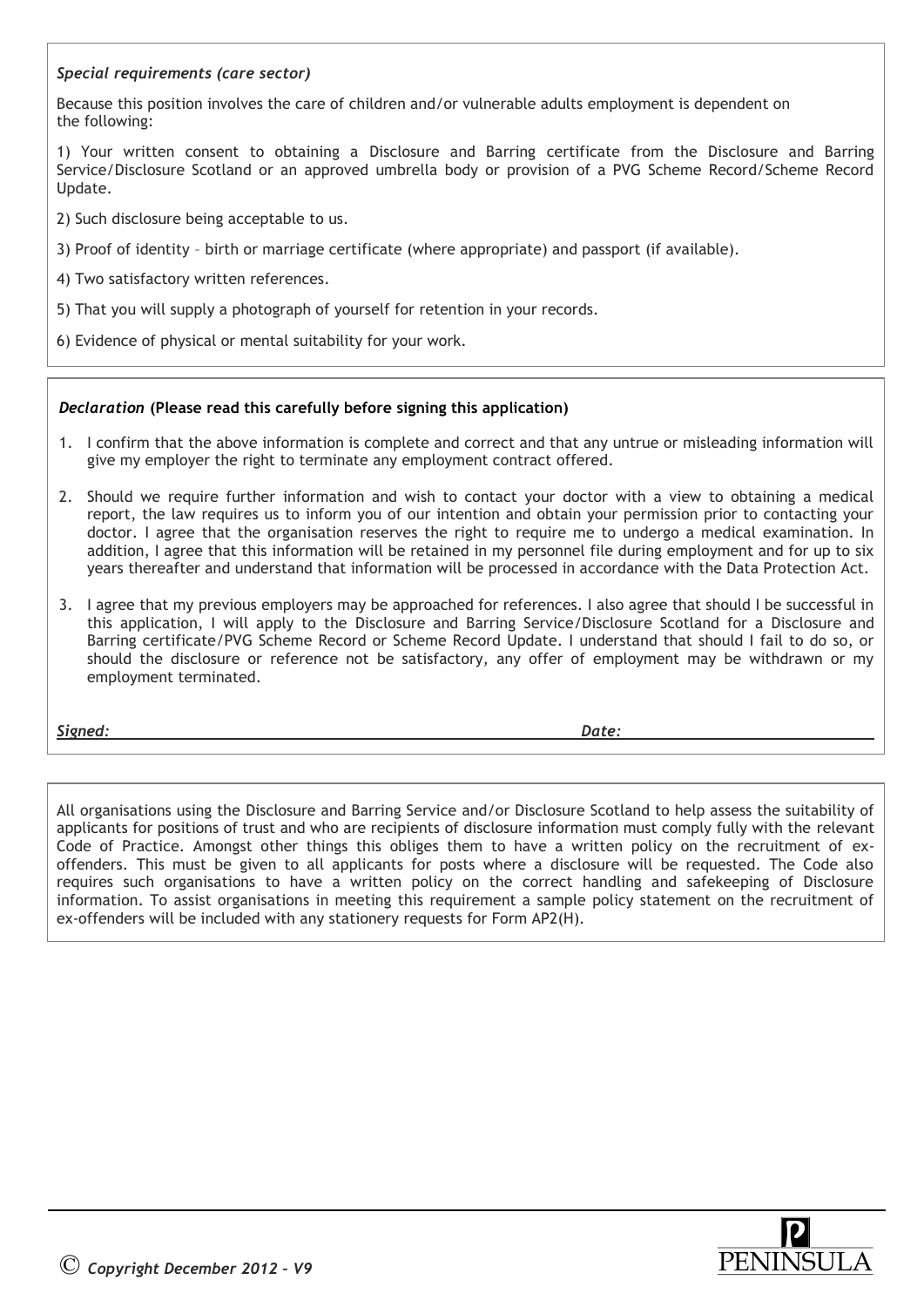*Special requirements (care sector)*

Because this position involves the care of children and/or vulnerable adults employment is dependent on the following:

1) Your written consent to obtaining a Disclosure and Barring certificate from the Disclosure and Barring Service/Disclosure Scotland or an approved umbrella body or provision of a PVG Scheme Record/Scheme Record Update.

2) Such disclosure being acceptable to us.

3) Proof of identity – birth or marriage certificate (where appropriate) and passport (if available).

4) Two satisfactory written references.

5) That you will supply a photograph of yourself for retention in your records.

6) Evidence of physical or mental suitability for your work.

***Declaration* (Please read this carefully before signing this application)**

1. I confirm that the above information is complete and correct and that any untrue or misleading information will give my employer the right to terminate any employment contract offered.
2. Should we require further information and wish to contact your doctor with a view to obtaining a medical report, the law requires us to inform you of our intention and obtain your permission prior to contacting your doctor. I agree that the organisation reserves the right to require me to undergo a medical examination. In addition, I agree that this information will be retained in my personnel file during employment and for up to six years thereafter and understand that information will be processed in accordance with the Data Protection Act.
3. I agree that my previous employers may be approached for references. I also agree that should I be successful in this application, I will apply to the Disclosure and Barring Service/Disclosure Scotland for a Disclosure and Barring certificate/PVG Scheme Record or Scheme Record Update. I understand that should I fail to do so, or should the disclosure or reference not be satisfactory, any offer of employment may be withdrawn or my employment terminated.

***Signed:*** ______________________________ ***Date:*** ____________________

All organisations using the Disclosure and Barring Service and/or Disclosure Scotland to help assess the suitability of applicants for positions of trust and who are recipients of disclosure information must comply fully with the relevant Code of Practice. Amongst other things this obliges them to have a written policy on the recruitment of ex-offenders. This must be given to all applicants for posts where a disclosure will be requested. The Code also requires such organisations to have a written policy on the correct handling and safekeeping of Disclosure information. To assist organisations in meeting this requirement a sample policy statement on the recruitment of ex-offenders will be included with any stationery requests for Form AP2(H).

© *Copyright December 2012 – V9*

PENINSULA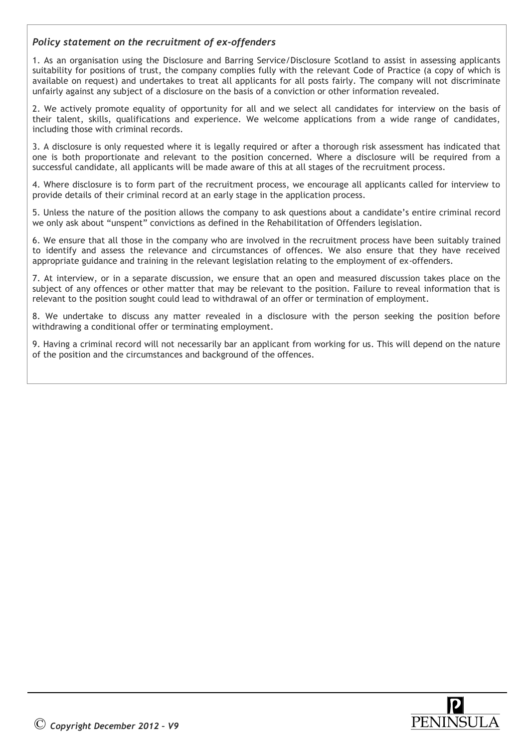*Policy statement on the recruitment of ex-offenders*

1. As an organisation using the Disclosure and Barring Service/Disclosure Scotland to assist in assessing applicants suitability for positions of trust, the company complies fully with the relevant Code of Practice (a copy of which is available on request) and undertakes to treat all applicants for all posts fairly. The company will not discriminate unfairly against any subject of a disclosure on the basis of a conviction or other information revealed.

2. We actively promote equality of opportunity for all and we select all candidates for interview on the basis of their talent, skills, qualifications and experience. We welcome applications from a wide range of candidates, including those with criminal records.

3. A disclosure is only requested where it is legally required or after a thorough risk assessment has indicated that one is both proportionate and relevant to the position concerned. Where a disclosure will be required from a successful candidate, all applicants will be made aware of this at all stages of the recruitment process.

4. Where disclosure is to form part of the recruitment process, we encourage all applicants called for interview to provide details of their criminal record at an early stage in the application process.

5. Unless the nature of the position allows the company to ask questions about a candidate's entire criminal record we only ask about "unspent" convictions as defined in the Rehabilitation of Offenders legislation.

6. We ensure that all those in the company who are involved in the recruitment process have been suitably trained to identify and assess the relevance and circumstances of offences. We also ensure that they have received appropriate guidance and training in the relevant legislation relating to the employment of ex-offenders.

7. At interview, or in a separate discussion, we ensure that an open and measured discussion takes place on the subject of any offences or other matter that may be relevant to the position. Failure to reveal information that is relevant to the position sought could lead to withdrawal of an offer or termination of employment.

8. We undertake to discuss any matter revealed in a disclosure with the person seeking the position before withdrawing a conditional offer or terminating employment.

9. Having a criminal record will not necessarily bar an applicant from working for us. This will depend on the nature of the position and the circumstances and background of the offences.

© *Copyright December 2012 – V9*

PENINSULA